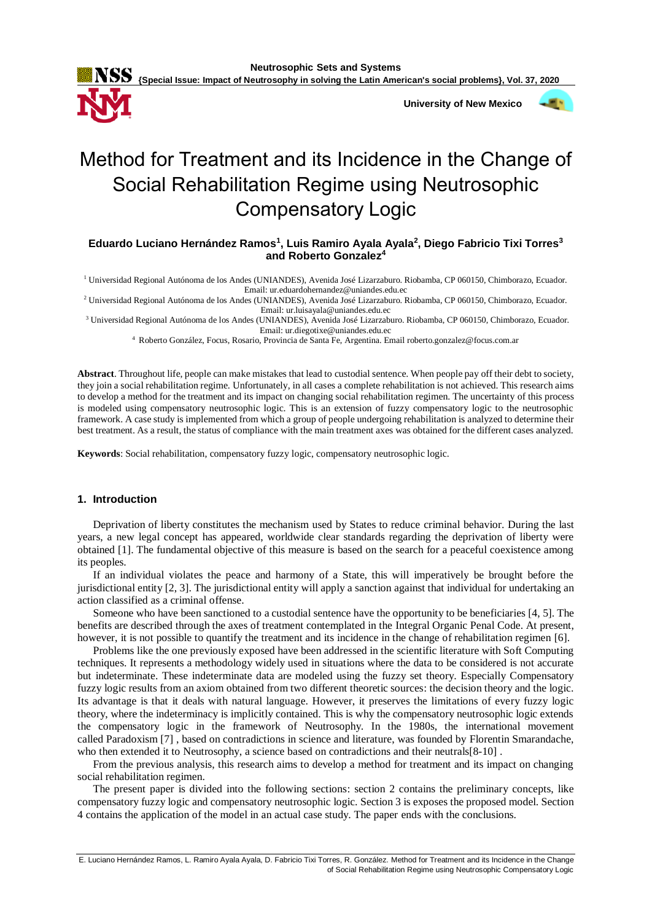# Method for Treatment and its Incidence in the Change of Social Rehabilitation Regime using Neutrosophic Compensatory Logic

**Eduardo Luciano Hernández Ramos[1], Luis Ramiro Ayala Ayala[2], Diego Fabricio Tixi Torres[3] and Roberto Gonzalez[4]**

[1] Universidad Regional Autónoma de los Andes (UNIANDES), Avenida José Lizarzaburo. Riobamba, CP 060150, Chimborazo, Ecuador. Email: ur.eduardohernandez@uniandes.edu.ec

[2] Universidad Regional Autónoma de los Andes (UNIANDES), Avenida José Lizarzaburo. Riobamba, CP 060150, Chimborazo, Ecuador. Email: ur.luisayala@uniandes.edu.ec

[3] Universidad Regional Autónoma de los Andes (UNIANDES), Avenida José Lizarzaburo. Riobamba, CP 060150, Chimborazo, Ecuador. Email: ur.diegotixe@uniandes.edu.ec

[4] Roberto González, Focus, Rosario, Provincia de Santa Fe, Argentina. Email roberto.gonzalez@focus.com.ar

**Abstract**. Throughout life, people can make mistakes that lead to custodial sentence. When people pay off their debt to society, they join a social rehabilitation regime. Unfortunately, in all cases a complete rehabilitation is not achieved. This research aims to develop a method for the treatment and its impact on changing social rehabilitation regimen. The uncertainty of this process is modeled using compensatory neutrosophic logic. This is an extension of fuzzy compensatory logic to the neutrosophic framework. A case study is implemented from which a group of people undergoing rehabilitation is analyzed to determine their best treatment. As a result, the status of compliance with the main treatment axes was obtained for the different cases analyzed.

**Keywords**: Social rehabilitation, compensatory fuzzy logic, compensatory neutrosophic logic.

## 1. Introduction

Deprivation of liberty constitutes the mechanism used by States to reduce criminal behavior. During the last years, a new legal concept has appeared, worldwide clear standards regarding the deprivation of liberty were obtained [1]. The fundamental objective of this measure is based on the search for a peaceful coexistence among its peoples.

If an individual violates the peace and harmony of a State, this will imperatively be brought before the jurisdictional entity [2, 3]. The jurisdictional entity will apply a sanction against that individual for undertaking an action classified as a criminal offense.

Someone who have been sanctioned to a custodial sentence have the opportunity to be beneficiaries [4, 5]. The benefits are described through the axes of treatment contemplated in the Integral Organic Penal Code. At present, however, it is not possible to quantify the treatment and its incidence in the change of rehabilitation regimen [6].

Problems like the one previously exposed have been addressed in the scientific literature with Soft Computing techniques. It represents a methodology widely used in situations where the data to be considered is not accurate but indeterminate. These indeterminate data are modeled using the fuzzy set theory. Especially Compensatory fuzzy logic results from an axiom obtained from two different theoretic settings: the decision theory and the logic. Its advantage is that it deals with natural language. However, it preserves the limitations of every fuzzy logic theory, where the indeterminacy is implicitly contained. This is why the compensatory neutrosophic logic extends the compensatory logic in the framework of Neutrosophy. In the 1980s, the international movement called Paradoxism [7] , based on contradictions in science and literature, was founded by Florentin Smarandache, who then extended it to Neutrosophy, a science based on contradictions and their neutrals[8-10] .

From the previous analysis, this research aims to develop a method for treatment and its impact on changing social rehabilitation regimen.

The present paper is divided into the following sections: section 2 contains the preliminary concepts, like compensatory fuzzy logic and compensatory neutrosophic logic. Section 3 is exposes the proposed model. Section 4 contains the application of the model in an actual case study. The paper ends with the conclusions.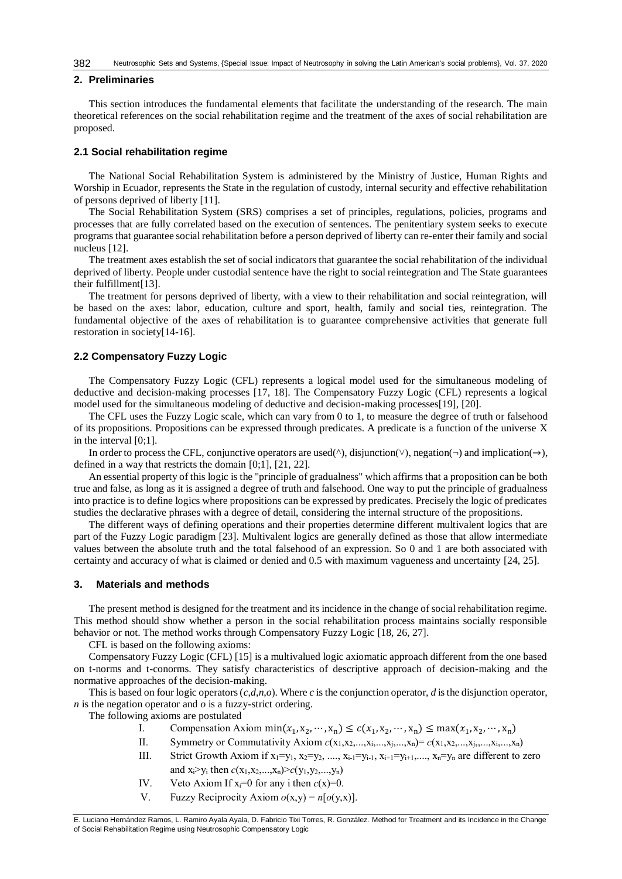## 2. Preliminaries

This section introduces the fundamental elements that facilitate the understanding of the research. The main theoretical references on the social rehabilitation regime and the treatment of the axes of social rehabilitation are proposed.

### 2.1 Social rehabilitation regime

The National Social Rehabilitation System is administered by the Ministry of Justice, Human Rights and Worship in Ecuador, represents the State in the regulation of custody, internal security and effective rehabilitation of persons deprived of liberty [11].

The Social Rehabilitation System (SRS) comprises a set of principles, regulations, policies, programs and processes that are fully correlated based on the execution of sentences. The penitentiary system seeks to execute programs that guarantee social rehabilitation before a person deprived of liberty can re-enter their family and social nucleus [12].

The treatment axes establish the set of social indicators that guarantee the social rehabilitation of the individual deprived of liberty. People under custodial sentence have the right to social reintegration and The State guarantees their fulfillment[13].

The treatment for persons deprived of liberty, with a view to their rehabilitation and social reintegration, will be based on the axes: labor, education, culture and sport, health, family and social ties, reintegration. The fundamental objective of the axes of rehabilitation is to guarantee comprehensive activities that generate full restoration in society[14-16].

### 2.2 Compensatory Fuzzy Logic

The Compensatory Fuzzy Logic (CFL) represents a logical model used for the simultaneous modeling of deductive and decision-making processes [17, 18]. The Compensatory Fuzzy Logic (CFL) represents a logical model used for the simultaneous modeling of deductive and decision-making processes[19], [20].

The CFL uses the Fuzzy Logic scale, which can vary from 0 to 1, to measure the degree of truth or falsehood of its propositions. Propositions can be expressed through predicates. A predicate is a function of the universe X in the interval [0;1].

In order to process the CFL, conjunctive operators are used($\wedge$), disjunction($\vee$), negation($\neg$) and implication($\rightarrow$), defined in a way that restricts the domain [0;1], [21, 22].

An essential property of this logic is the "principle of gradualness" which affirms that a proposition can be both true and false, as long as it is assigned a degree of truth and falsehood. One way to put the principle of gradualness into practice is to define logics where propositions can be expressed by predicates. Precisely the logic of predicates studies the declarative phrases with a degree of detail, considering the internal structure of the propositions.

The different ways of defining operations and their properties determine different multivalent logics that are part of the Fuzzy Logic paradigm [23]. Multivalent logics are generally defined as those that allow intermediate values between the absolute truth and the total falsehood of an expression. So 0 and 1 are both associated with certainty and accuracy of what is claimed or denied and 0.5 with maximum vagueness and uncertainty [24, 25].

## 3. Materials and methods

The present method is designed for the treatment and its incidence in the change of social rehabilitation regime. This method should show whether a person in the social rehabilitation process maintains socially responsible behavior or not. The method works through Compensatory Fuzzy Logic [18, 26, 27].

CFL is based on the following axioms:

Compensatory Fuzzy Logic (CFL) [15] is a multivalued logic axiomatic approach different from the one based on t-norms and t-conorms. They satisfy characteristics of descriptive approach of decision-making and the normative approaches of the decision-making.

This is based on four logic operators $(c,d,n,o)$. Where $c$ is the conjunction operator, $d$ is the disjunction operator, $n$ is the negation operator and $o$ is a fuzzy-strict ordering.

The following axioms are postulated

I. Compensation Axiom $\min(x_1, x_2, \cdots, x_n) \leq c(x_1, x_2, \cdots, x_n) \leq \max(x_1, x_2, \cdots, x_n)$

II. Symmetry or Commutativity Axiom $c(x_1,x_2,...,x_i,...,x_j,...,x_n)= c(x_1,x_2,...,x_j,...,x_i,...,x_n)$

III. Strict Growth Axiom if $x_1=y_1$, $x_2=y_2$, ...., $x_{i-1}=y_{i-1}$, $x_{i+1}=y_{i+1}$,...., $x_n=y_n$ are different to zero and $x_i>y_i$ then $c(x_1,x_2,...,x_n)>c(y_1,y_2,...,y_n)$

IV. Veto Axiom If $x_i=0$ for any i then $c(x)=0$.

V. Fuzzy Reciprocity Axiom $o(x,y) = n[o(y,x)]$.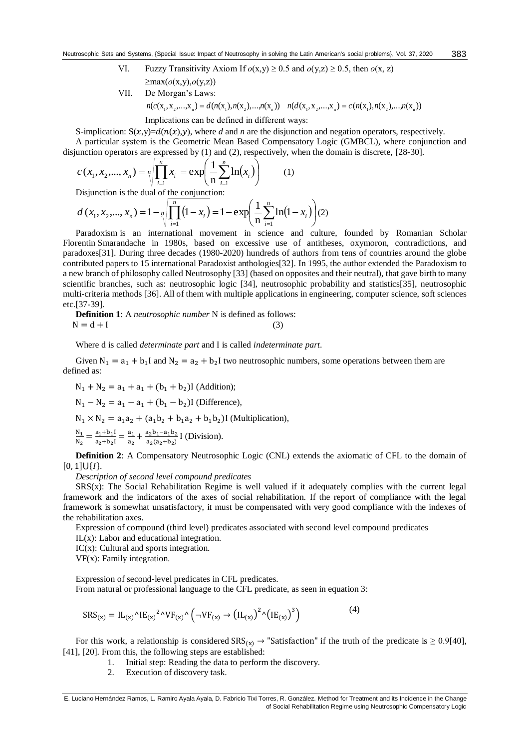VI. Fuzzy Transitivity Axiom If $o(x,y) \geq 0.5$ and $o(y,z) \geq 0.5$, then $o(x, z) \geq \max(o(x,y),o(y,z))$

VII. De Morgan's Laws:

$n(c(x_1,x_2,...,x_n) = d(n(x_1),n(x_2),...,n(x_n)) \quad n(d(x_1,x_2,...,x_n) = c(n(x_1),n(x_2),...,n(x_n))$

Implications can be defined in different ways:

S-implication: $S(x,y)=d(n(x),y)$, where *d* and *n* are the disjunction and negation operators, respectively.

A particular system is the Geometric Mean Based Compensatory Logic (GMBCL), where conjunction and disjunction operators are expressed by (1) and (2), respectively, when the domain is discrete, [28-30].

$$c(x_1,x_2,...,x_n) = \sqrt[n]{\prod_{i=1}^{n} x_i} = \exp\left(\frac{1}{n}\sum_{i=1}^{n}\ln(x_i)\right) \quad (1)$$

Disjunction is the dual of the conjunction:

$$d(x_1,x_2,...,x_n) = 1-\sqrt[n]{\prod_{i=1}^{n}(1-x_i)} = 1-\exp\left(\frac{1}{n}\sum_{i=1}^{n}\ln(1-x_i)\right) \quad (2)$$

Paradoxism is an international movement in science and culture, founded by Romanian Scholar Florentin Smarandache in 1980s, based on excessive use of antitheses, oxymoron, contradictions, and paradoxes[31]. During three decades (1980-2020) hundreds of authors from tens of countries around the globe contributed papers to 15 international Paradoxist anthologies[32]. In 1995, the author extended the Paradoxism to a new branch of philosophy called Neutrosophy [33] (based on opposites and their neutral), that gave birth to many scientific branches, such as: neutrosophic logic [34], neutrosophic probability and statistics[35], neutrosophic multi-criteria methods [36]. All of them with multiple applications in engineering, computer science, soft sciences etc.[37-39].

**Definition 1**: A *neutrosophic number* N is defined as follows:

$$N = d + I \quad (3)$$

Where d is called *determinate part* and I is called *indeterminate part*.

Given $N_1 = a_1 + b_1 I$ and $N_2 = a_2 + b_2 I$ two neutrosophic numbers, some operations between them are defined as:

$N_1 + N_2 = a_1 + a_1 + (b_1 + b_2)I$ (Addition);

$N_1 - N_2 = a_1 - a_1 + (b_1 - b_2)I$ (Difference),

$N_1 \times N_2 = a_1 a_2 + (a_1 b_2 + b_1 a_2 + b_1 b_2)I$ (Multiplication),

$\frac{N_1}{N_2} = \frac{a_1+b_1 I}{a_2+b_2 I} = \frac{a_1}{a_2} + \frac{a_2 b_1 - a_1 b_2}{a_2(a_2+b_2)} I$ (Division).

**Definition 2**: A Compensatory Neutrosophic Logic (CNL) extends the axiomatic of CFL to the domain of $[0, 1] \cup \{I\}$.

*Description of second level compound predicates*

SRS(x): The Social Rehabilitation Regime is well valued if it adequately complies with the current legal framework and the indicators of the axes of social rehabilitation. If the report of compliance with the legal framework is somewhat unsatisfactory, it must be compensated with very good compliance with the indexes of the rehabilitation axes.

Expression of compound (third level) predicates associated with second level compound predicates

IL(x): Labor and educational integration.

IC(x): Cultural and sports integration.

VF(x): Family integration.

Expression of second-level predicates in CFL predicates.

From natural or professional language to the CFL predicate, as seen in equation 3:

$$SRS_{(x)} = IL_{(x)} \wedge IE_{(x)}^{2} \wedge VF_{(x)} \wedge \left(\neg VF_{(x)} \rightarrow \left(IL_{(x)}\right)^{2} \wedge \left(IE_{(x)}\right)^{3}\right) \quad (4)$$

For this work, a relationship is considered $SRS_{(x)} \rightarrow$ "Satisfaction" if the truth of the predicate is $\geq 0.9$[40], [41], [20]. From this, the following steps are established:

1. Initial step: Reading the data to perform the discovery.
2. Execution of discovery task.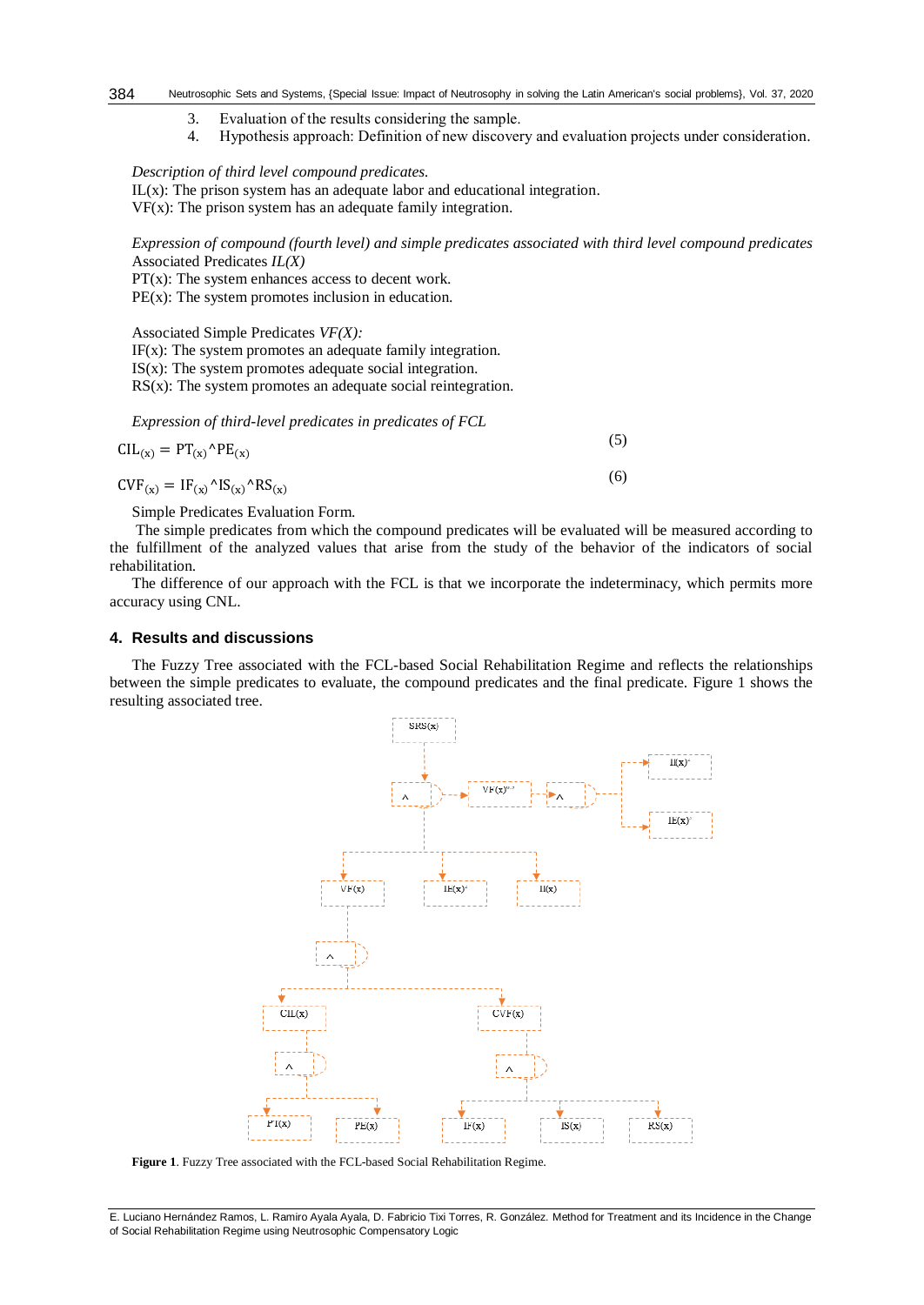3. Evaluation of the results considering the sample.
4. Hypothesis approach: Definition of new discovery and evaluation projects under consideration.

*Description of third level compound predicates.*

IL(x): The prison system has an adequate labor and educational integration.

VF(x): The prison system has an adequate family integration.

*Expression of compound (fourth level) and simple predicates associated with third level compound predicates*

Associated Predicates *IL(X)*

PT(x): The system enhances access to decent work.

PE(x): The system promotes inclusion in education.

Associated Simple Predicates *VF(X):*

IF(x): The system promotes an adequate family integration.

IS(x): The system promotes adequate social integration.

RS(x): The system promotes an adequate social reintegration.

*Expression of third-level predicates in predicates of FCL*

$$CIL_{(x)} = PT_{(x)} \wedge PE_{(x)} \tag{5}$$

$$CVF_{(x)} = IF_{(x)} \wedge IS_{(x)} \wedge RS_{(x)} \tag{6}$$

Simple Predicates Evaluation Form.

The simple predicates from which the compound predicates will be evaluated will be measured according to the fulfillment of the analyzed values that arise from the study of the behavior of the indicators of social rehabilitation.

The difference of our approach with the FCL is that we incorporate the indeterminacy, which permits more accuracy using CNL.

## 4. Results and discussions

The Fuzzy Tree associated with the FCL-based Social Rehabilitation Regime and reflects the relationships between the simple predicates to evaluate, the compound predicates and the final predicate. Figure 1 shows the resulting associated tree.

**Figure 1**. Fuzzy Tree associated with the FCL-based Social Rehabilitation Regime.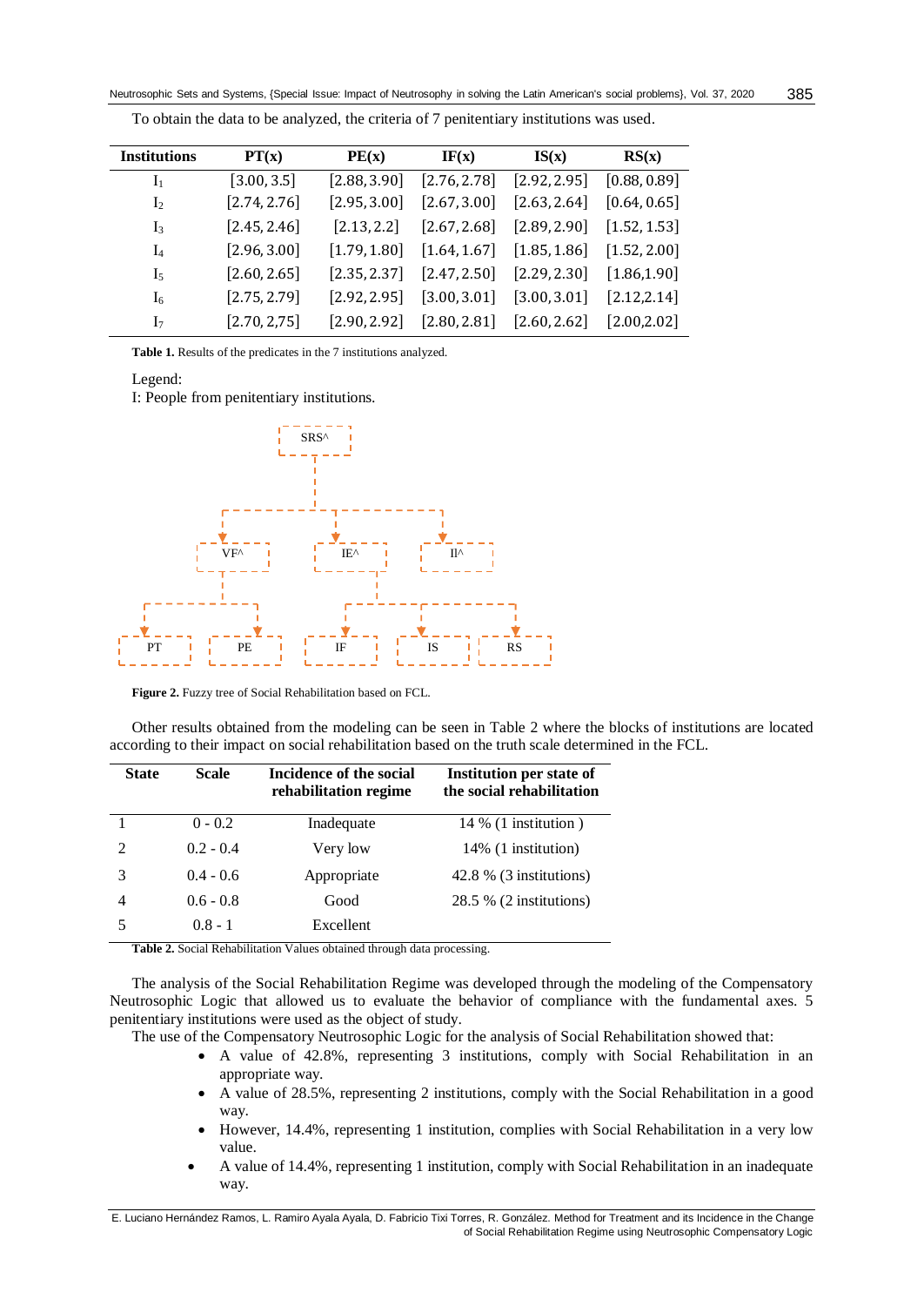To obtain the data to be analyzed, the criteria of 7 penitentiary institutions was used.

| Institutions | PT(x) | PE(x) | IF(x) | IS(x) | RS(x) |
|---|---|---|---|---|---|
| $I_1$ | [3.00, 3.5] | [2.88, 3.90] | [2.76, 2.78] | [2.92, 2.95] | [0.88, 0.89] |
| $I_2$ | [2.74, 2.76] | [2.95, 3.00] | [2.67, 3.00] | [2.63, 2.64] | [0.64, 0.65] |
| $I_3$ | [2.45, 2.46] | [2.13, 2.2] | [2.67, 2.68] | [2.89, 2.90] | [1.52, 1.53] |
| $I_4$ | [2.96, 3.00] | [1.79, 1.80] | [1.64, 1.67] | [1.85, 1.86] | [1.52, 2.00] |
| $I_5$ | [2.60, 2.65] | [2.35, 2.37] | [2.47, 2.50] | [2.29, 2.30] | [1.86,1.90] |
| $I_6$ | [2.75, 2.79] | [2.92, 2.95] | [3.00, 3.01] | [3.00, 3.01] | [2.12,2.14] |
| $I_7$ | [2.70, 2,75] | [2.90, 2.92] | [2.80, 2.81] | [2.60, 2.62] | [2.00,2.02] |

**Table 1.** Results of the predicates in the 7 institutions analyzed.

Legend:
I: People from penitentiary institutions.

SRS^

VF^ IE^ II^

PT PE IF IS RS

**Figure 2.** Fuzzy tree of Social Rehabilitation based on FCL.

Other results obtained from the modeling can be seen in Table 2 where the blocks of institutions are located according to their impact on social rehabilitation based on the truth scale determined in the FCL.

| State | Scale | Incidence of the social rehabilitation regime | Institution per state of the social rehabilitation |
|---|---|---|---|
| 1 | 0 - 0.2 | Inadequate | 14 % (1 institution ) |
| 2 | 0.2 - 0.4 | Very low | 14% (1 institution) |
| 3 | 0.4 - 0.6 | Appropriate | 42.8 % (3 institutions) |
| 4 | 0.6 - 0.8 | Good | 28.5 % (2 institutions) |
| 5 | 0.8 - 1 | Excellent | |

**Table 2.** Social Rehabilitation Values obtained through data processing.

The analysis of the Social Rehabilitation Regime was developed through the modeling of the Compensatory Neutrosophic Logic that allowed us to evaluate the behavior of compliance with the fundamental axes. 5 penitentiary institutions were used as the object of study.

The use of the Compensatory Neutrosophic Logic for the analysis of Social Rehabilitation showed that:

- A value of 42.8%, representing 3 institutions, comply with Social Rehabilitation in an appropriate way.
- A value of 28.5%, representing 2 institutions, comply with the Social Rehabilitation in a good way.
- However, 14.4%, representing 1 institution, complies with Social Rehabilitation in a very low value.
- A value of 14.4%, representing 1 institution, comply with Social Rehabilitation in an inadequate way.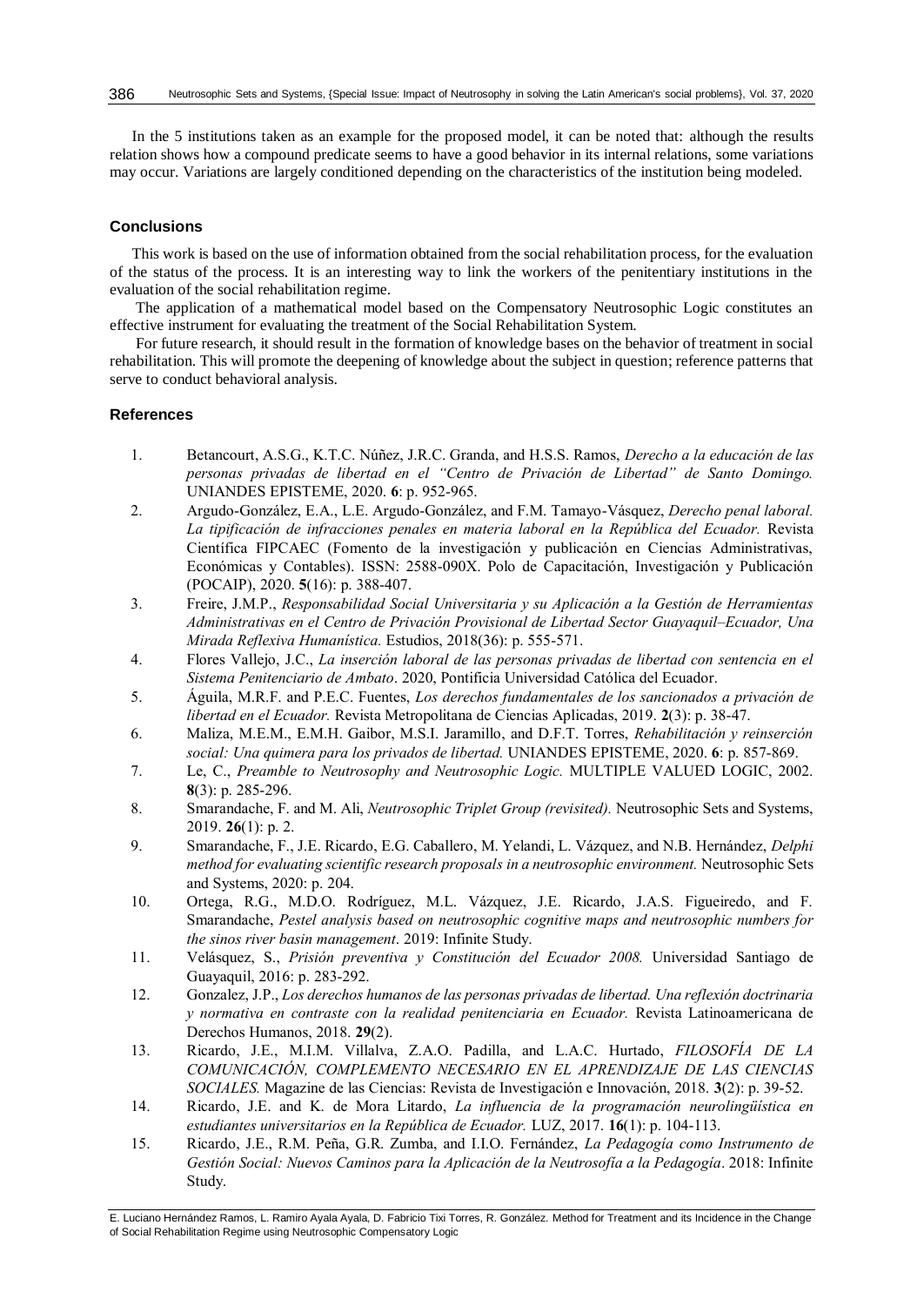In the 5 institutions taken as an example for the proposed model, it can be noted that: although the results relation shows how a compound predicate seems to have a good behavior in its internal relations, some variations may occur. Variations are largely conditioned depending on the characteristics of the institution being modeled.

## Conclusions

This work is based on the use of information obtained from the social rehabilitation process, for the evaluation of the status of the process. It is an interesting way to link the workers of the penitentiary institutions in the evaluation of the social rehabilitation regime.

The application of a mathematical model based on the Compensatory Neutrosophic Logic constitutes an effective instrument for evaluating the treatment of the Social Rehabilitation System.

For future research, it should result in the formation of knowledge bases on the behavior of treatment in social rehabilitation. This will promote the deepening of knowledge about the subject in question; reference patterns that serve to conduct behavioral analysis.

## References

1. Betancourt, A.S.G., K.T.C. Núñez, J.R.C. Granda, and H.S.S. Ramos, *Derecho a la educación de las personas privadas de libertad en el "Centro de Privación de Libertad" de Santo Domingo.* UNIANDES EPISTEME, 2020. **6**: p. 952-965.
2. Argudo-González, E.A., L.E. Argudo-González, and F.M. Tamayo-Vásquez, *Derecho penal laboral. La tipificación de infracciones penales en materia laboral en la República del Ecuador.* Revista Científica FIPCAEC (Fomento de la investigación y publicación en Ciencias Administrativas, Económicas y Contables). ISSN: 2588-090X. Polo de Capacitación, Investigación y Publicación (POCAIP), 2020. **5**(16): p. 388-407.
3. Freire, J.M.P., *Responsabilidad Social Universitaria y su Aplicación a la Gestión de Herramientas Administrativas en el Centro de Privación Provisional de Libertad Sector Guayaquil–Ecuador, Una Mirada Reflexiva Humanística.* Estudios, 2018(36): p. 555-571.
4. Flores Vallejo, J.C., *La inserción laboral de las personas privadas de libertad con sentencia en el Sistema Penitenciario de Ambato*. 2020, Pontificia Universidad Católica del Ecuador.
5. Águila, M.R.F. and P.E.C. Fuentes, *Los derechos fundamentales de los sancionados a privación de libertad en el Ecuador.* Revista Metropolitana de Ciencias Aplicadas, 2019. **2**(3): p. 38-47.
6. Maliza, M.E.M., E.M.H. Gaibor, M.S.I. Jaramillo, and D.F.T. Torres, *Rehabilitación y reinserción social: Una quimera para los privados de libertad.* UNIANDES EPISTEME, 2020. **6**: p. 857-869.
7. Le, C., *Preamble to Neutrosophy and Neutrosophic Logic.* MULTIPLE VALUED LOGIC, 2002. **8**(3): p. 285-296.
8. Smarandache, F. and M. Ali, *Neutrosophic Triplet Group (revisited).* Neutrosophic Sets and Systems, 2019. **26**(1): p. 2.
9. Smarandache, F., J.E. Ricardo, E.G. Caballero, M. Yelandi, L. Vázquez, and N.B. Hernández, *Delphi method for evaluating scientific research proposals in a neutrosophic environment.* Neutrosophic Sets and Systems, 2020: p. 204.
10. Ortega, R.G., M.D.O. Rodríguez, M.L. Vázquez, J.E. Ricardo, J.A.S. Figueiredo, and F. Smarandache, *Pestel analysis based on neutrosophic cognitive maps and neutrosophic numbers for the sinos river basin management*. 2019: Infinite Study.
11. Velásquez, S., *Prisión preventiva y Constitución del Ecuador 2008.* Universidad Santiago de Guayaquil, 2016: p. 283-292.
12. Gonzalez, J.P., *Los derechos humanos de las personas privadas de libertad. Una reflexión doctrinaria y normativa en contraste con la realidad penitenciaria en Ecuador.* Revista Latinoamericana de Derechos Humanos, 2018. **29**(2).
13. Ricardo, J.E., M.I.M. Villalva, Z.A.O. Padilla, and L.A.C. Hurtado, *FILOSOFÍA DE LA COMUNICACIÓN, COMPLEMENTO NECESARIO EN EL APRENDIZAJE DE LAS CIENCIAS SOCIALES.* Magazine de las Ciencias: Revista de Investigación e Innovación, 2018. **3**(2): p. 39-52.
14. Ricardo, J.E. and K. de Mora Litardo, *La influencia de la programación neurolingüística en estudiantes universitarios en la República de Ecuador.* LUZ, 2017. **16**(1): p. 104-113.
15. Ricardo, J.E., R.M. Peña, G.R. Zumba, and I.I.O. Fernández, *La Pedagogía como Instrumento de Gestión Social: Nuevos Caminos para la Aplicación de la Neutrosofía a la Pedagogía*. 2018: Infinite Study.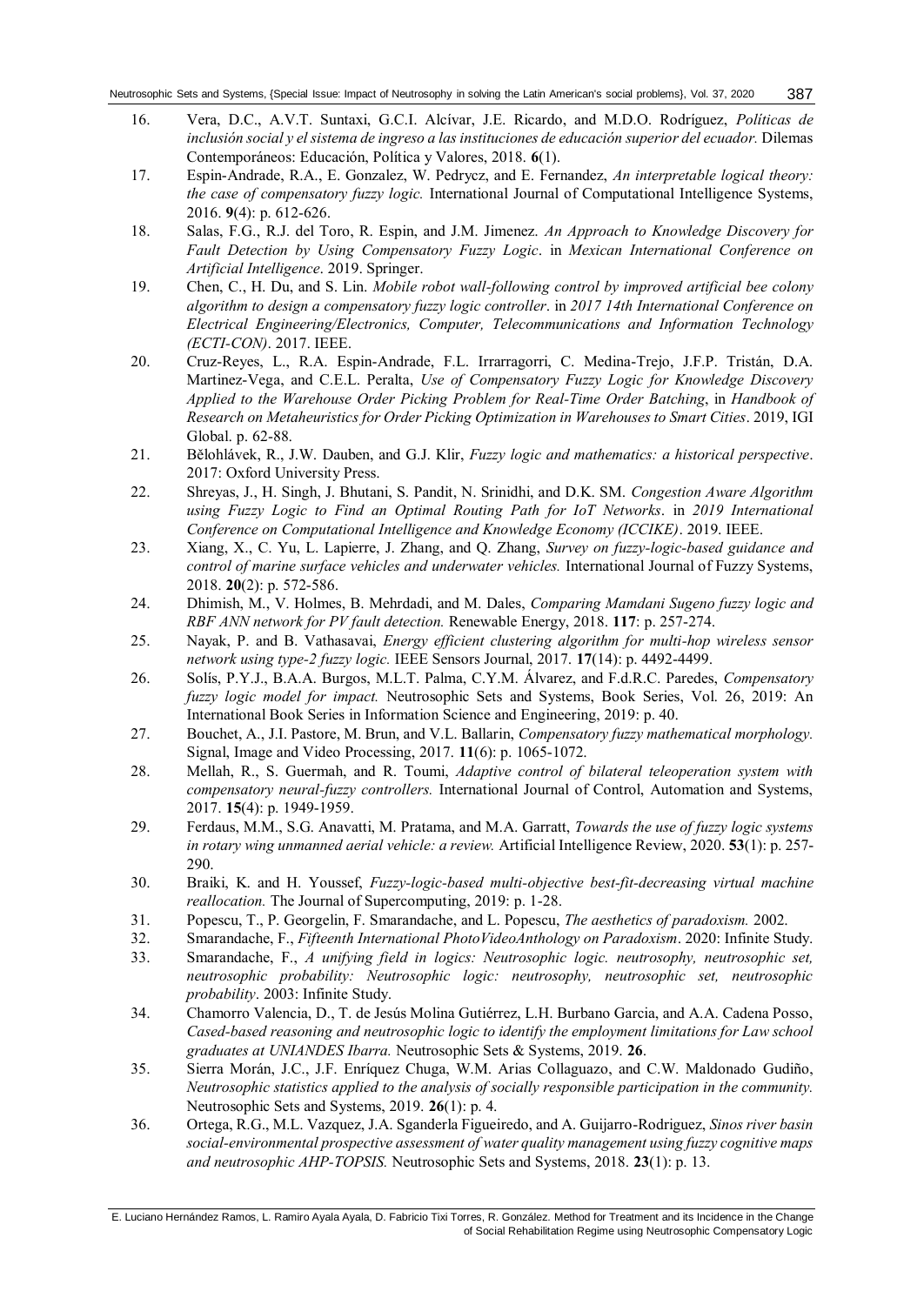16. Vera, D.C., A.V.T. Suntaxi, G.C.I. Alcívar, J.E. Ricardo, and M.D.O. Rodríguez, *Políticas de inclusión social y el sistema de ingreso a las instituciones de educación superior del ecuador.* Dilemas Contemporáneos: Educación, Política y Valores, 2018. **6**(1).
17. Espin-Andrade, R.A., E. Gonzalez, W. Pedrycz, and E. Fernandez, *An interpretable logical theory: the case of compensatory fuzzy logic.* International Journal of Computational Intelligence Systems, 2016. **9**(4): p. 612-626.
18. Salas, F.G., R.J. del Toro, R. Espin, and J.M. Jimenez. *An Approach to Knowledge Discovery for Fault Detection by Using Compensatory Fuzzy Logic*. in *Mexican International Conference on Artificial Intelligence*. 2019. Springer.
19. Chen, C., H. Du, and S. Lin. *Mobile robot wall-following control by improved artificial bee colony algorithm to design a compensatory fuzzy logic controller*. in *2017 14th International Conference on Electrical Engineering/Electronics, Computer, Telecommunications and Information Technology (ECTI-CON)*. 2017. IEEE.
20. Cruz-Reyes, L., R.A. Espin-Andrade, F.L. Irrarragorri, C. Medina-Trejo, J.F.P. Tristán, D.A. Martinez-Vega, and C.E.L. Peralta, *Use of Compensatory Fuzzy Logic for Knowledge Discovery Applied to the Warehouse Order Picking Problem for Real-Time Order Batching*, in *Handbook of Research on Metaheuristics for Order Picking Optimization in Warehouses to Smart Cities*. 2019, IGI Global. p. 62-88.
21. Bělohlávek, R., J.W. Dauben, and G.J. Klir, *Fuzzy logic and mathematics: a historical perspective*. 2017: Oxford University Press.
22. Shreyas, J., H. Singh, J. Bhutani, S. Pandit, N. Srinidhi, and D.K. SM. *Congestion Aware Algorithm using Fuzzy Logic to Find an Optimal Routing Path for IoT Networks*. in *2019 International Conference on Computational Intelligence and Knowledge Economy (ICCIKE)*. 2019. IEEE.
23. Xiang, X., C. Yu, L. Lapierre, J. Zhang, and Q. Zhang, *Survey on fuzzy-logic-based guidance and control of marine surface vehicles and underwater vehicles.* International Journal of Fuzzy Systems, 2018. **20**(2): p. 572-586.
24. Dhimish, M., V. Holmes, B. Mehrdadi, and M. Dales, *Comparing Mamdani Sugeno fuzzy logic and RBF ANN network for PV fault detection.* Renewable Energy, 2018. **117**: p. 257-274.
25. Nayak, P. and B. Vathasavai, *Energy efficient clustering algorithm for multi-hop wireless sensor network using type-2 fuzzy logic.* IEEE Sensors Journal, 2017. **17**(14): p. 4492-4499.
26. Solís, P.Y.J., B.A.A. Burgos, M.L.T. Palma, C.Y.M. Álvarez, and F.d.R.C. Paredes, *Compensatory fuzzy logic model for impact.* Neutrosophic Sets and Systems, Book Series, Vol. 26, 2019: An International Book Series in Information Science and Engineering, 2019: p. 40.
27. Bouchet, A., J.I. Pastore, M. Brun, and V.L. Ballarin, *Compensatory fuzzy mathematical morphology.* Signal, Image and Video Processing, 2017. **11**(6): p. 1065-1072.
28. Mellah, R., S. Guermah, and R. Toumi, *Adaptive control of bilateral teleoperation system with compensatory neural-fuzzy controllers.* International Journal of Control, Automation and Systems, 2017. **15**(4): p. 1949-1959.
29. Ferdaus, M.M., S.G. Anavatti, M. Pratama, and M.A. Garratt, *Towards the use of fuzzy logic systems in rotary wing unmanned aerial vehicle: a review.* Artificial Intelligence Review, 2020. **53**(1): p. 257-290.
30. Braiki, K. and H. Youssef, *Fuzzy-logic-based multi-objective best-fit-decreasing virtual machine reallocation.* The Journal of Supercomputing, 2019: p. 1-28.
31. Popescu, T., P. Georgelin, F. Smarandache, and L. Popescu, *The aesthetics of paradoxism.* 2002.
32. Smarandache, F., *Fifteenth International PhotoVideoAnthology on Paradoxism*. 2020: Infinite Study.
33. Smarandache, F., *A unifying field in logics: Neutrosophic logic. neutrosophy, neutrosophic set, neutrosophic probability: Neutrosophic logic: neutrosophy, neutrosophic set, neutrosophic probability*. 2003: Infinite Study.
34. Chamorro Valencia, D., T. de Jesús Molina Gutiérrez, L.H. Burbano Garcia, and A.A. Cadena Posso, *Cased-based reasoning and neutrosophic logic to identify the employment limitations for Law school graduates at UNIANDES Ibarra.* Neutrosophic Sets & Systems, 2019. **26**.
35. Sierra Morán, J.C., J.F. Enríquez Chuga, W.M. Arias Collaguazo, and C.W. Maldonado Gudiño, *Neutrosophic statistics applied to the analysis of socially responsible participation in the community.* Neutrosophic Sets and Systems, 2019. **26**(1): p. 4.
36. Ortega, R.G., M.L. Vazquez, J.A. Sganderla Figueiredo, and A. Guijarro-Rodriguez, *Sinos river basin social-environmental prospective assessment of water quality management using fuzzy cognitive maps and neutrosophic AHP-TOPSIS.* Neutrosophic Sets and Systems, 2018. **23**(1): p. 13.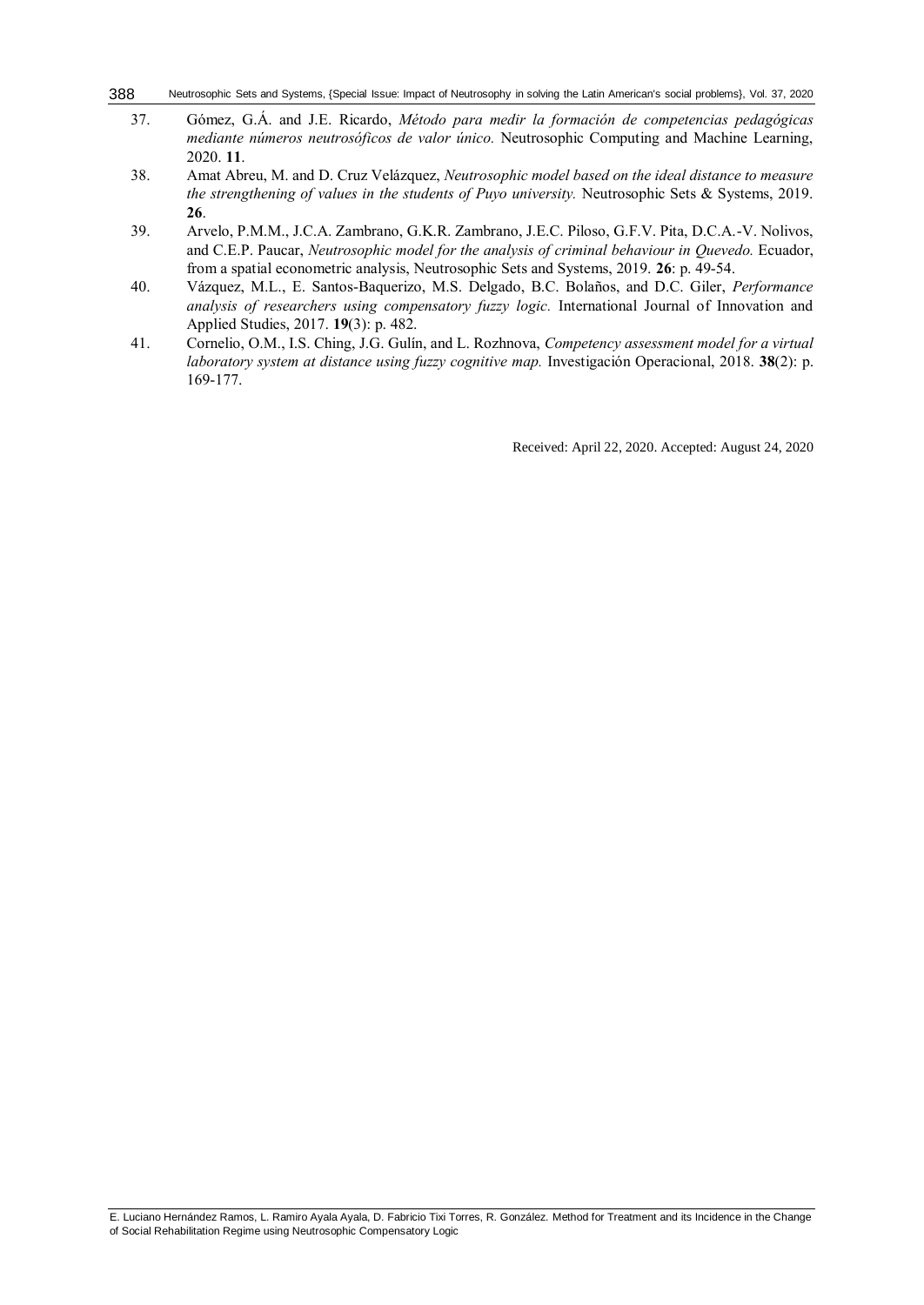37. Gómez, G.Á. and J.E. Ricardo, *Método para medir la formación de competencias pedagógicas mediante números neutrosóficos de valor único.* Neutrosophic Computing and Machine Learning, 2020. **11**.
38. Amat Abreu, M. and D. Cruz Velázquez, *Neutrosophic model based on the ideal distance to measure the strengthening of values in the students of Puyo university.* Neutrosophic Sets & Systems, 2019. **26**.
39. Arvelo, P.M.M., J.C.A. Zambrano, G.K.R. Zambrano, J.E.C. Piloso, G.F.V. Pita, D.C.A.-V. Nolivos, and C.E.P. Paucar, *Neutrosophic model for the analysis of criminal behaviour in Quevedo.* Ecuador, from a spatial econometric analysis, Neutrosophic Sets and Systems, 2019. **26**: p. 49-54.
40. Vázquez, M.L., E. Santos-Baquerizo, M.S. Delgado, B.C. Bolaños, and D.C. Giler, *Performance analysis of researchers using compensatory fuzzy logic.* International Journal of Innovation and Applied Studies, 2017. **19**(3): p. 482.
41. Cornelio, O.M., I.S. Ching, J.G. Gulín, and L. Rozhnova, *Competency assessment model for a virtual laboratory system at distance using fuzzy cognitive map.* Investigación Operacional, 2018. **38**(2): p. 169-177.

Received: April 22, 2020. Accepted: August 24, 2020